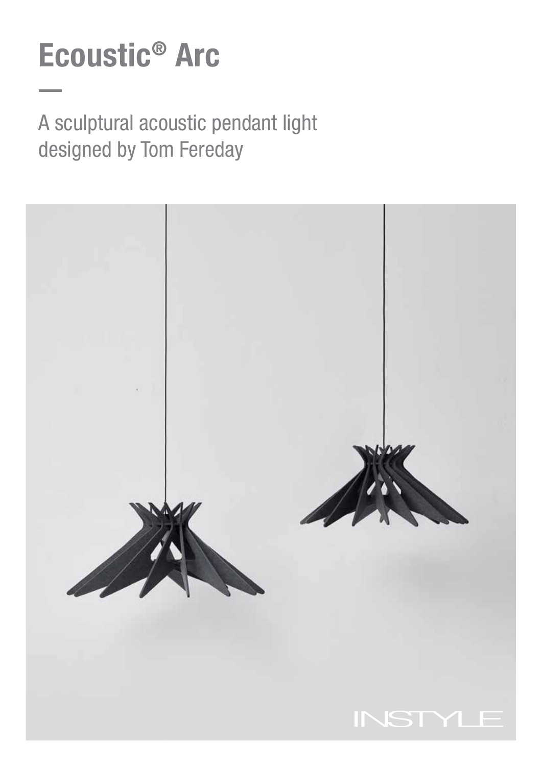# Ecoustic® Arc

A sculptural acoustic pendant light designed by Tom Fereday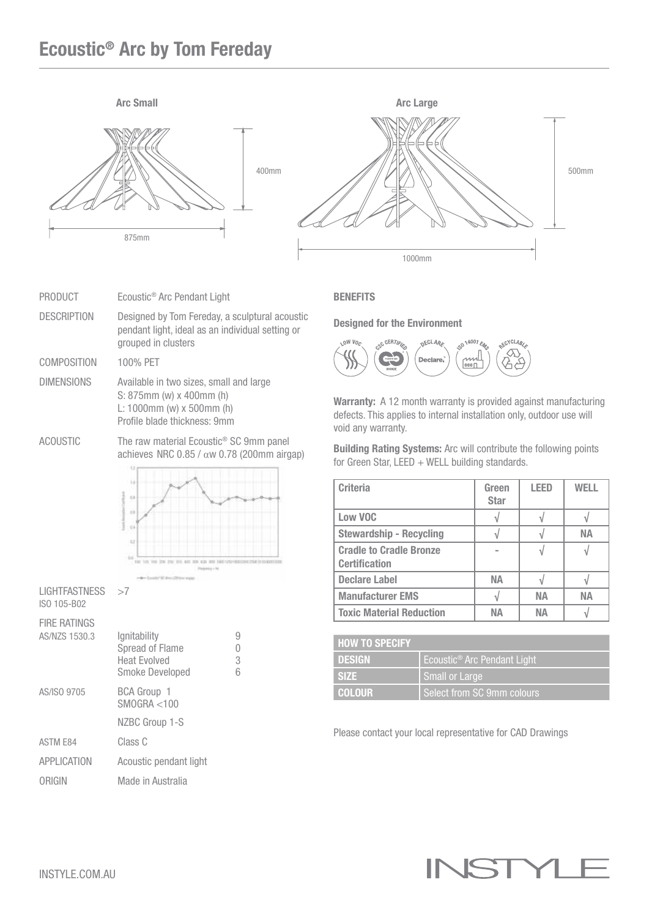# Ecoustic® Arc by Tom Fereday

**Arc Small**

400mm

875mm

**Arc Large**

500mm

1000mm

| | |
|---|---|
| PRODUCT | Ecoustic® Arc Pendant Light |
| DESCRIPTION | Designed by Tom Fereday, a sculptural acoustic pendant light, ideal as an individual setting or grouped in clusters |
| COMPOSITION | 100% PET |
| DIMENSIONS | Available in two sizes, small and large<br>S: 875mm (w) x 400mm (h)<br>L: 1000mm (w) x 500mm (h)<br>Profile blade thickness: 9mm |
| ACOUSTIC | The raw material Ecoustic® SC 9mm panel achieves NRC 0.85 / αw 0.78 (200mm airgap) |
| LIGHTFASTNESS<br>ISO 105-B02 | >7 |

FIRE RATINGS

| | | |
|---|---|---|
| AS/NZS 1530.3 | Ignitability | 9 |
| | Spread of Flame | 0 |
| | Heat Evolved | 3 |
| | Smoke Developed | 6 |
| AS/ISO 9705 | BCA Group 1<br>SMOGRA <100 | |
| | NZBC Group 1-S | |
| ASTM E84 | Class C | |
| APPLICATION | Acoustic pendant light | |
| ORIGIN | Made in Australia | |

**BENEFITS**

**Designed for the Environment**

LOW VOC · C2C CERTIFIED · DECLARE · ISO 14001 EMS · RECYCLABLE

**Warranty:** A 12 month warranty is provided against manufacturing defects. This applies to internal installation only, outdoor use will void any warranty.

**Building Rating Systems:** Arc will contribute the following points for Green Star, LEED + WELL building standards.

| Criteria | Green Star | LEED | WELL |
|---|---|---|---|
| Low VOC | √ | √ | √ |
| Stewardship - Recycling | √ | √ | NA |
| Cradle to Cradle Bronze Certification | - | √ | √ |
| Declare Label | NA | √ | √ |
| Manufacturer EMS | √ | NA | NA |
| Toxic Material Reduction | NA | NA | √ |

| HOW TO SPECIFY | |
|---|---|
| DESIGN | Ecoustic® Arc Pendant Light |
| SIZE | Small or Large |
| COLOUR | Select from SC 9mm colours |

Please contact your local representative for CAD Drawings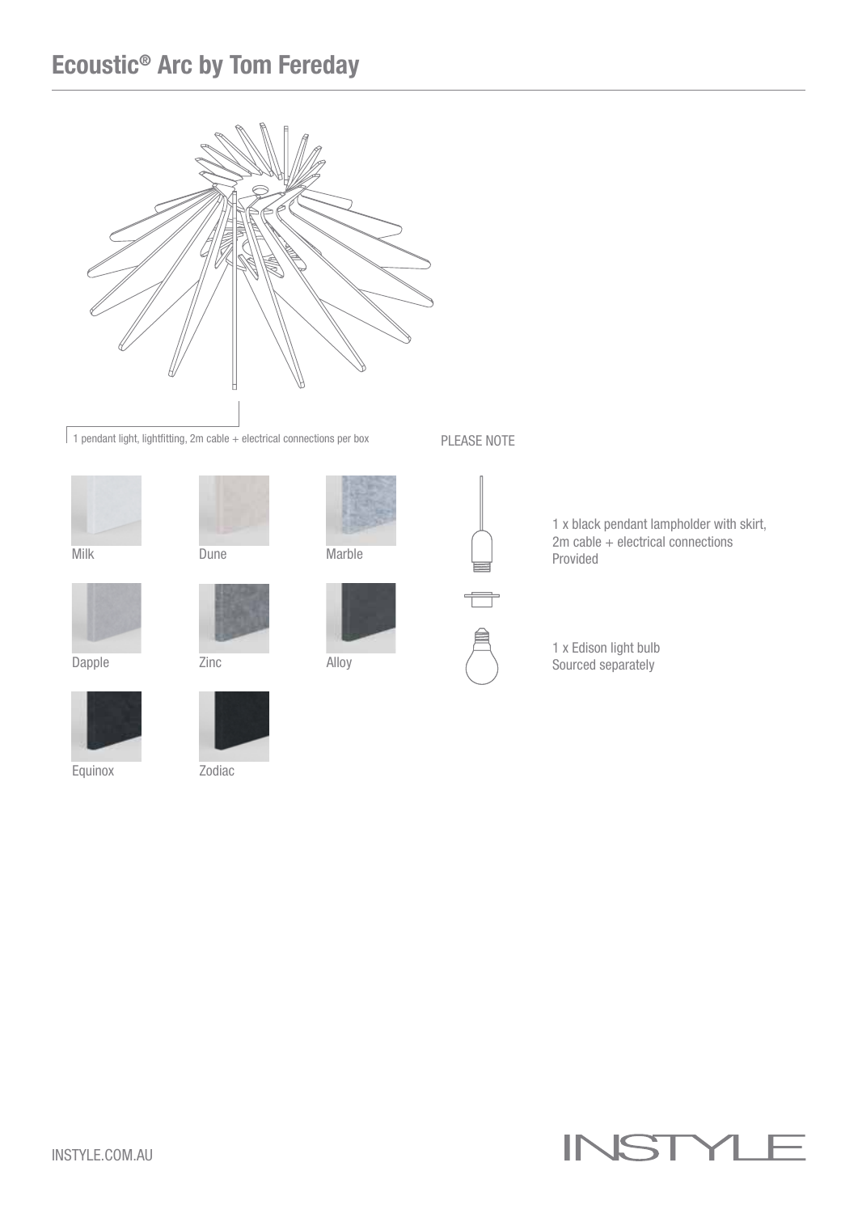# Ecoustic® Arc by Tom Fereday

1 pendant light, lightfitting, 2m cable + electrical connections per box

Milk

Dune

Marble

Dapple

Zinc

Alloy

Equinox

Zodiac

PLEASE NOTE

1 x black pendant lampholder with skirt, 2m cable + electrical connections Provided

1 x Edison light bulb Sourced separately

INSTYLE.COM.AU

INSTYLE